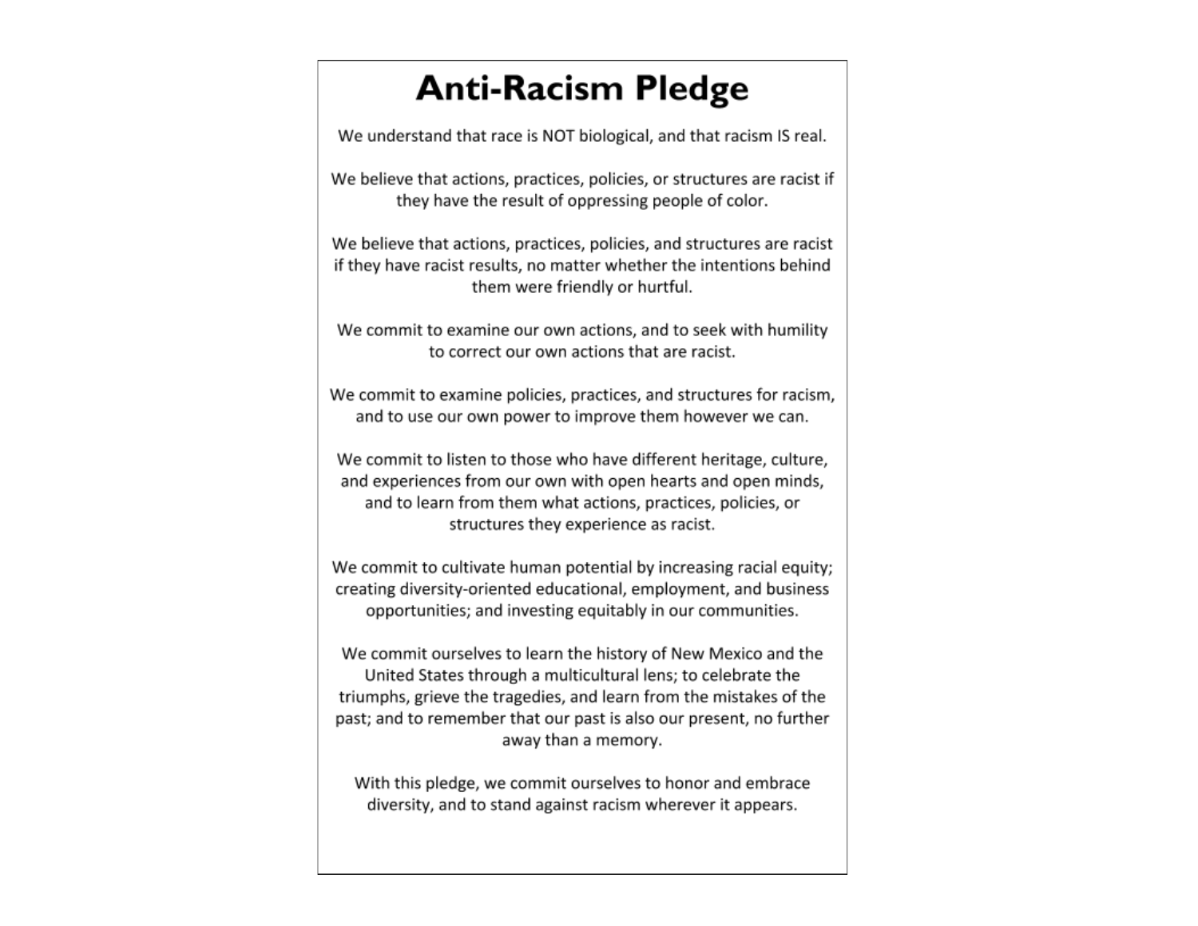# Anti-Racism Pledge

We understand that race is NOT biological, and that racism IS real.

We believe that actions, practices, policies, or structures are racist if they have the result of oppressing people of color.

We believe that actions, practices, policies, and structures are racist if they have racist results, no matter whether the intentions behind them were friendly or hurtful.

We commit to examine our own actions, and to seek with humility to correct our own actions that are racist.

We commit to examine policies, practices, and structures for racism, and to use our own power to improve them however we can.

We commit to listen to those who have different heritage, culture, and experiences from our own with open hearts and open minds, and to learn from them what actions, practices, policies, or structures they experience as racist.

We commit to cultivate human potential by increasing racial equity; creating diversity-oriented educational, employment, and business opportunities; and investing equitably in our communities.

We commit ourselves to learn the history of New Mexico and the United States through a multicultural lens; to celebrate the triumphs, grieve the tragedies, and learn from the mistakes of the past; and to remember that our past is also our present, no further away than a memory.

With this pledge, we commit ourselves to honor and embrace diversity, and to stand against racism wherever it appears.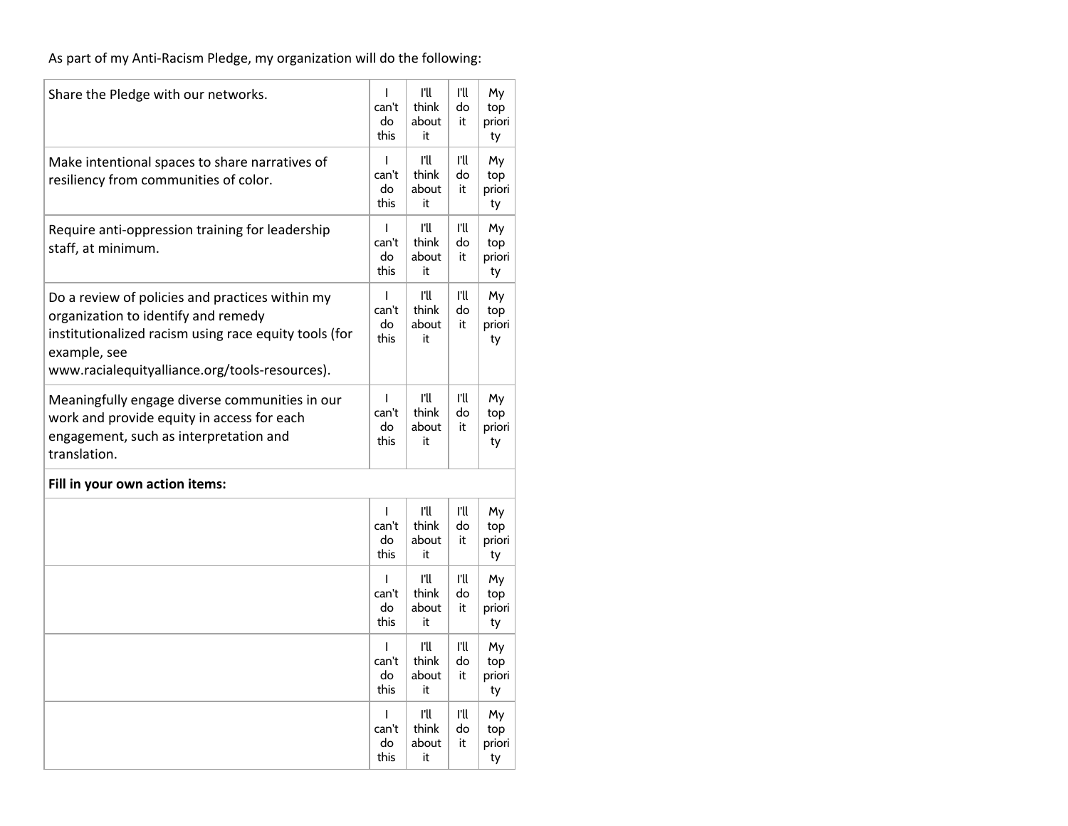As part of my Anti-Racism Pledge, my organization will do the following:

| | | | | |
|---|---|---|---|---|
| Share the Pledge with our networks. | I can't do this | I'll think about it | I'll do it | My top priority |
| Make intentional spaces to share narratives of resiliency from communities of color. | I can't do this | I'll think about it | I'll do it | My top priority |
| Require anti-oppression training for leadership staff, at minimum. | I can't do this | I'll think about it | I'll do it | My top priority |
| Do a review of policies and practices within my organization to identify and remedy institutionalized racism using race equity tools (for example, see www.racialequityalliance.org/tools-resources). | I can't do this | I'll think about it | I'll do it | My top priority |
| Meaningfully engage diverse communities in our work and provide equity in access for each engagement, such as interpretation and translation. | I can't do this | I'll think about it | I'll do it | My top priority |
| **Fill in your own action items:** | | | | |
| | I can't do this | I'll think about it | I'll do it | My top priority |
| | I can't do this | I'll think about it | I'll do it | My top priority |
| | I can't do this | I'll think about it | I'll do it | My top priority |
| | I can't do this | I'll think about it | I'll do it | My top priority |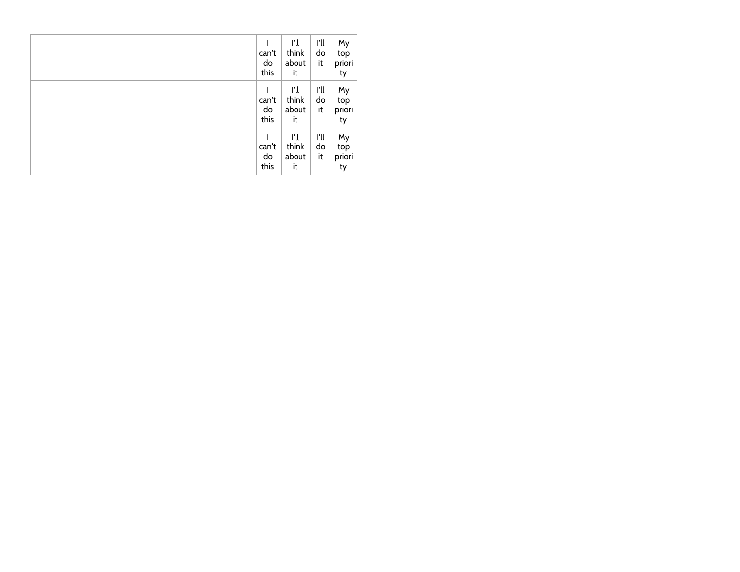| | | | | |
|---|---|---|---|---|
| | I can't do this | I'll think about it | I'll do it | My top priority |
| | I can't do this | I'll think about it | I'll do it | My top priority |
| | I can't do this | I'll think about it | I'll do it | My top priority |